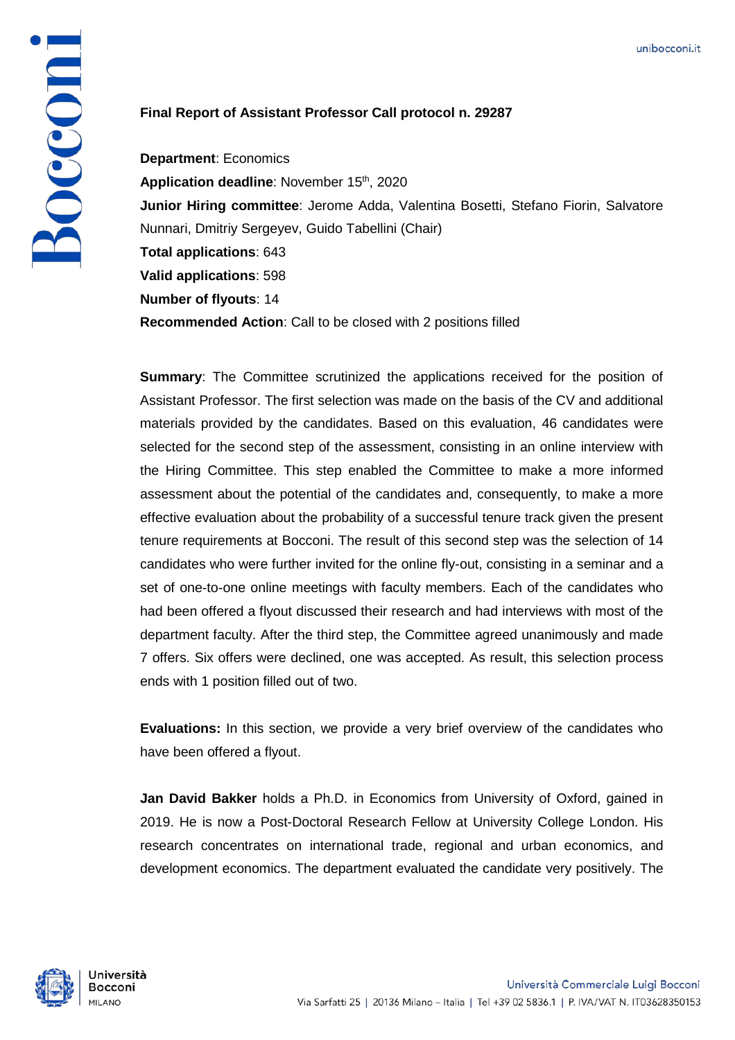**Final Report of Assistant Professor Call protocol n. 29287**

**Department**: Economics
**Application deadline**: November 15th, 2020
**Junior Hiring committee**: Jerome Adda, Valentina Bosetti, Stefano Fiorin, Salvatore Nunnari, Dmitriy Sergeyev, Guido Tabellini (Chair)
**Total applications**: 643
**Valid applications**: 598
**Number of flyouts**: 14
**Recommended Action**: Call to be closed with 2 positions filled

**Summary**: The Committee scrutinized the applications received for the position of Assistant Professor. The first selection was made on the basis of the CV and additional materials provided by the candidates. Based on this evaluation, 46 candidates were selected for the second step of the assessment, consisting in an online interview with the Hiring Committee. This step enabled the Committee to make a more informed assessment about the potential of the candidates and, consequently, to make a more effective evaluation about the probability of a successful tenure track given the present tenure requirements at Bocconi. The result of this second step was the selection of 14 candidates who were further invited for the online fly-out, consisting in a seminar and a set of one-to-one online meetings with faculty members. Each of the candidates who had been offered a flyout discussed their research and had interviews with most of the department faculty. After the third step, the Committee agreed unanimously and made 7 offers. Six offers were declined, one was accepted. As result, this selection process ends with 1 position filled out of two.

**Evaluations:** In this section, we provide a very brief overview of the candidates who have been offered a flyout.

**Jan David Bakker** holds a Ph.D. in Economics from University of Oxford, gained in 2019. He is now a Post-Doctoral Research Fellow at University College London. His research concentrates on international trade, regional and urban economics, and development economics. The department evaluated the candidate very positively. The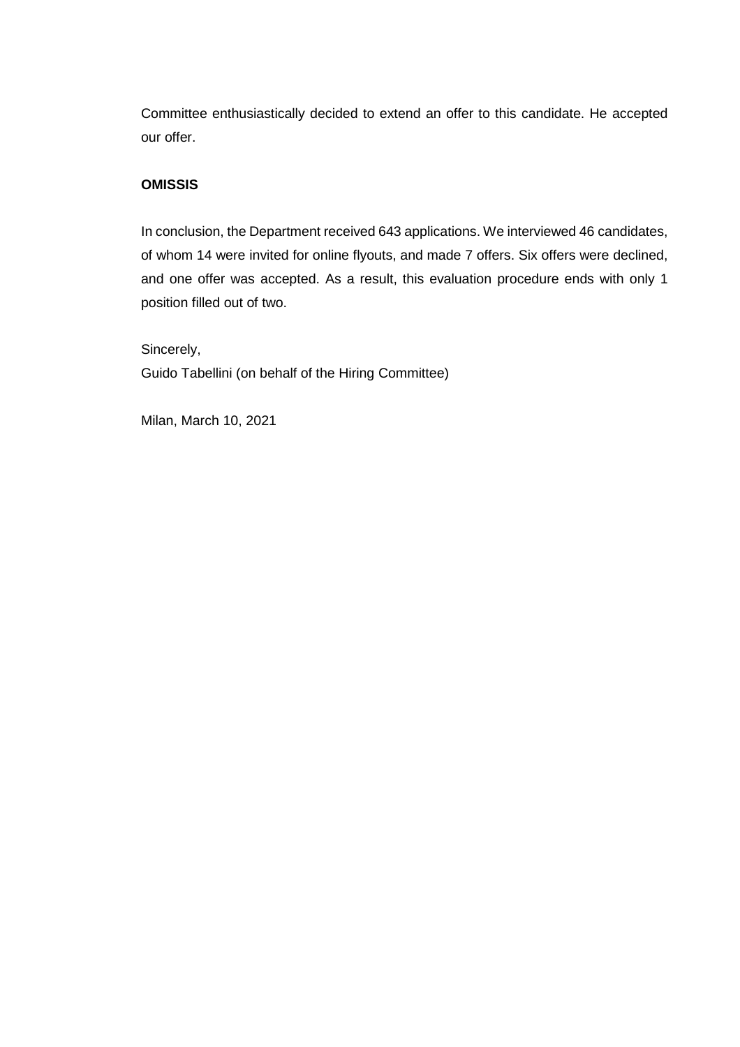Committee enthusiastically decided to extend an offer to this candidate. He accepted our offer.

**OMISSIS**

In conclusion, the Department received 643 applications. We interviewed 46 candidates, of whom 14 were invited for online flyouts, and made 7 offers. Six offers were declined, and one offer was accepted. As a result, this evaluation procedure ends with only 1 position filled out of two.

Sincerely,
Guido Tabellini (on behalf of the Hiring Committee)

Milan, March 10, 2021